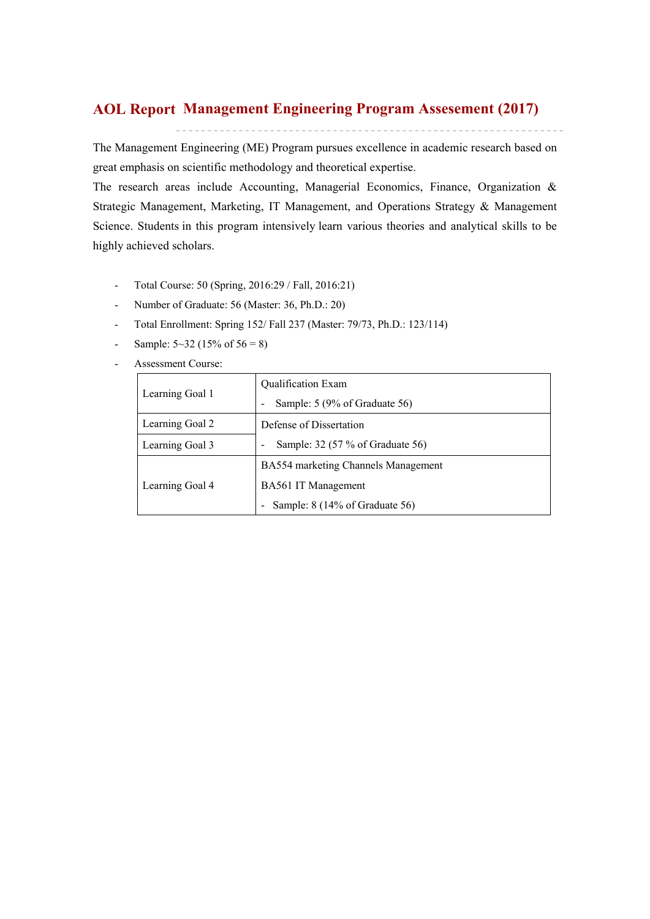# AOL Report Management Engineering Program Assesement (2017)

The Management Engineering (ME) Program pursues excellence in academic research based on great emphasis on scientific methodology and theoretical expertise.

The research areas include Accounting, Managerial Economics, Finance, Organization & Strategic Management, Marketing, IT Management, and Operations Strategy & Management Science. Students in this program intensively learn various theories and analytical skills to be highly achieved scholars.

- Total Course: 50 (Spring, 2016:29 / Fall, 2016:21)
- Number of Graduate: 56 (Master: 36, Ph.D.: 20)
- Total Enrollment: Spring 152/ Fall 237 (Master: 79/73, Ph.D.: 123/114)
- Sample: 5~32 (15% of 56 = 8)
- Assessment Course:

| | |
|---|---|
| Learning Goal 1 | Qualification Exam<br>- Sample: 5 (9% of Graduate 56) |
| Learning Goal 2 | Defense of Dissertation<br>- Sample: 32 (57 % of Graduate 56) |
| Learning Goal 3 | |
| Learning Goal 4 | BA554 marketing Channels Management<br>BA561 IT Management<br>- Sample: 8 (14% of Graduate 56) |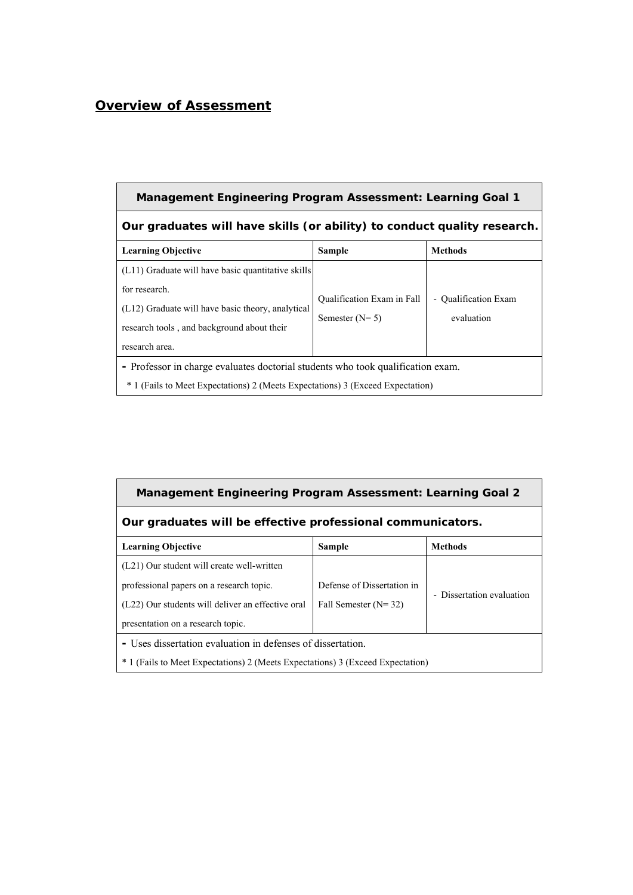## Overview of Assessment

| Management Engineering Program Assessment: Learning Goal 1 | | |
|---|---|---|
| **Our graduates will have skills (or ability) to conduct quality research.** | | |
| **Learning Objective** | **Sample** | **Methods** |
| (L11) Graduate will have basic quantitative skills for research.<br>(L12) Graduate will have basic theory, analytical research tools , and background about their research area. | Qualification Exam in Fall Semester (N= 5) | - Qualification Exam evaluation |
| - Professor in charge evaluates doctorial students who took qualification exam.<br>* 1 (Fails to Meet Expectations) 2 (Meets Expectations) 3 (Exceed Expectation) | | |

| Management Engineering Program Assessment: Learning Goal 2 | | |
|---|---|---|
| **Our graduates will be effective professional communicators.** | | |
| **Learning Objective** | **Sample** | **Methods** |
| (L21) Our student will create well-written professional papers on a research topic.<br>(L22) Our students will deliver an effective oral presentation on a research topic. | Defense of Dissertation in Fall Semester (N= 32) | - Dissertation evaluation |
| - Uses dissertation evaluation in defenses of dissertation.<br>* 1 (Fails to Meet Expectations) 2 (Meets Expectations) 3 (Exceed Expectation) | | |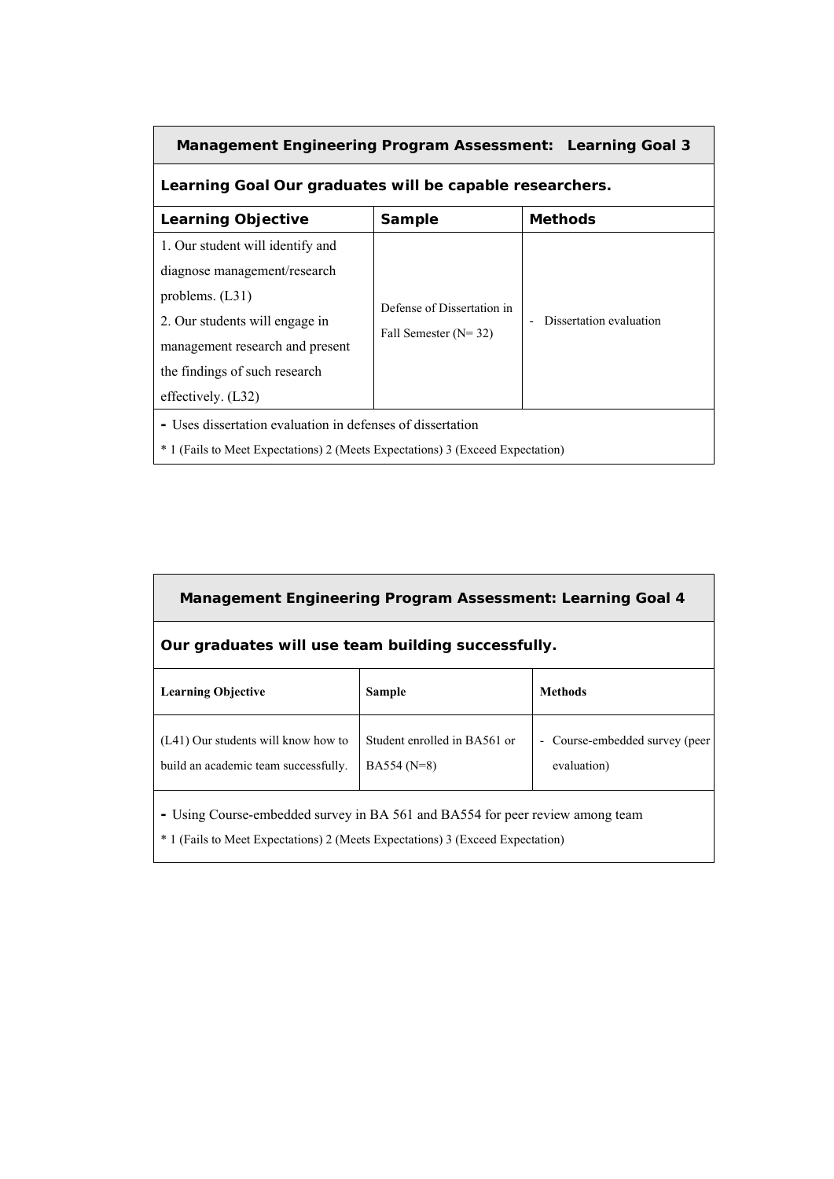| Management Engineering Program Assessment:   Learning Goal 3 | | |
|---|---|---|
| **Learning Goal Our graduates will be capable researchers.** | | |
| **Learning Objective** | **Sample** | **Methods** |
| 1. Our student will identify and diagnose management/research problems. (L31)<br>2. Our students will engage in management research and present the findings of such research effectively. (L32) | Defense of Dissertation in Fall Semester (N= 32) | - Dissertation evaluation |
| - Uses dissertation evaluation in defenses of dissertation<br>* 1 (Fails to Meet Expectations) 2 (Meets Expectations) 3 (Exceed Expectation) | | |

| Management Engineering Program Assessment: Learning Goal 4 | | |
|---|---|---|
| **Our graduates will use team building successfully.** | | |
| **Learning Objective** | **Sample** | **Methods** |
| (L41) Our students will know how to build an academic team successfully. | Student enrolled in BA561 or BA554 (N=8) | - Course-embedded survey (peer evaluation) |
| - Using Course-embedded survey in BA 561 and BA554 for peer review among team<br>* 1 (Fails to Meet Expectations) 2 (Meets Expectations) 3 (Exceed Expectation) | | |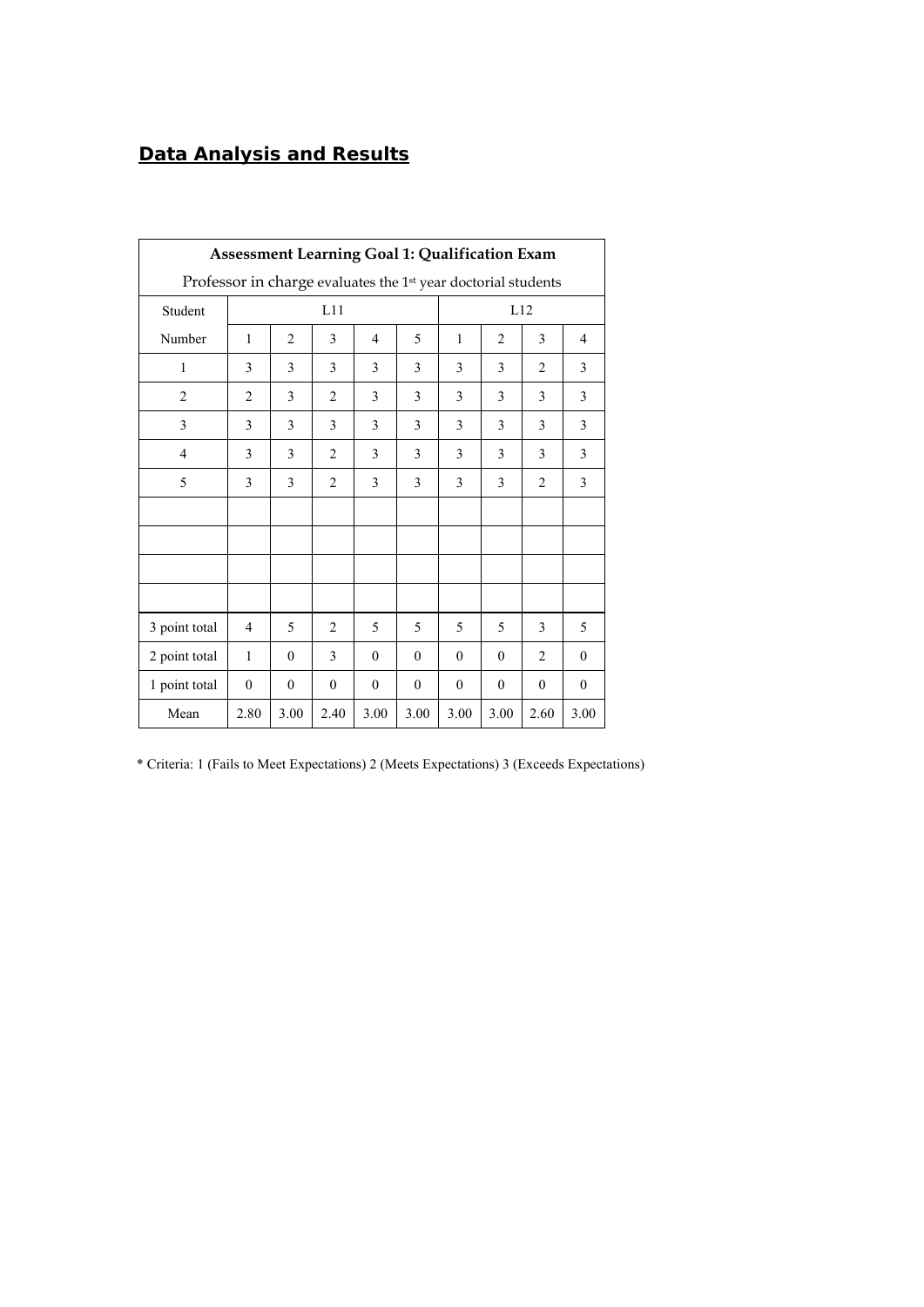## Data Analysis and Results

| Assessment Learning Goal 1: Qualification Exam | | | | | | | | | |
|---|---|---|---|---|---|---|---|---|---|
| Professor in charge evaluates the 1st year doctorial students | | | | | | | | | |
| Student | L11 | | | | | L12 | | | |
| Number | 1 | 2 | 3 | 4 | 5 | 1 | 2 | 3 | 4 |
| 1 | 3 | 3 | 3 | 3 | 3 | 3 | 3 | 2 | 3 |
| 2 | 2 | 3 | 2 | 3 | 3 | 3 | 3 | 3 | 3 |
| 3 | 3 | 3 | 3 | 3 | 3 | 3 | 3 | 3 | 3 |
| 4 | 3 | 3 | 2 | 3 | 3 | 3 | 3 | 3 | 3 |
| 5 | 3 | 3 | 2 | 3 | 3 | 3 | 3 | 2 | 3 |
| | | | | | | | | | |
| | | | | | | | | | |
| | | | | | | | | | |
| | | | | | | | | | |
| 3 point total | 4 | 5 | 2 | 5 | 5 | 5 | 5 | 3 | 5 |
| 2 point total | 1 | 0 | 3 | 0 | 0 | 0 | 0 | 2 | 0 |
| 1 point total | 0 | 0 | 0 | 0 | 0 | 0 | 0 | 0 | 0 |
| Mean | 2.80 | 3.00 | 2.40 | 3.00 | 3.00 | 3.00 | 3.00 | 2.60 | 3.00 |

* Criteria: 1 (Fails to Meet Expectations) 2 (Meets Expectations) 3 (Exceeds Expectations)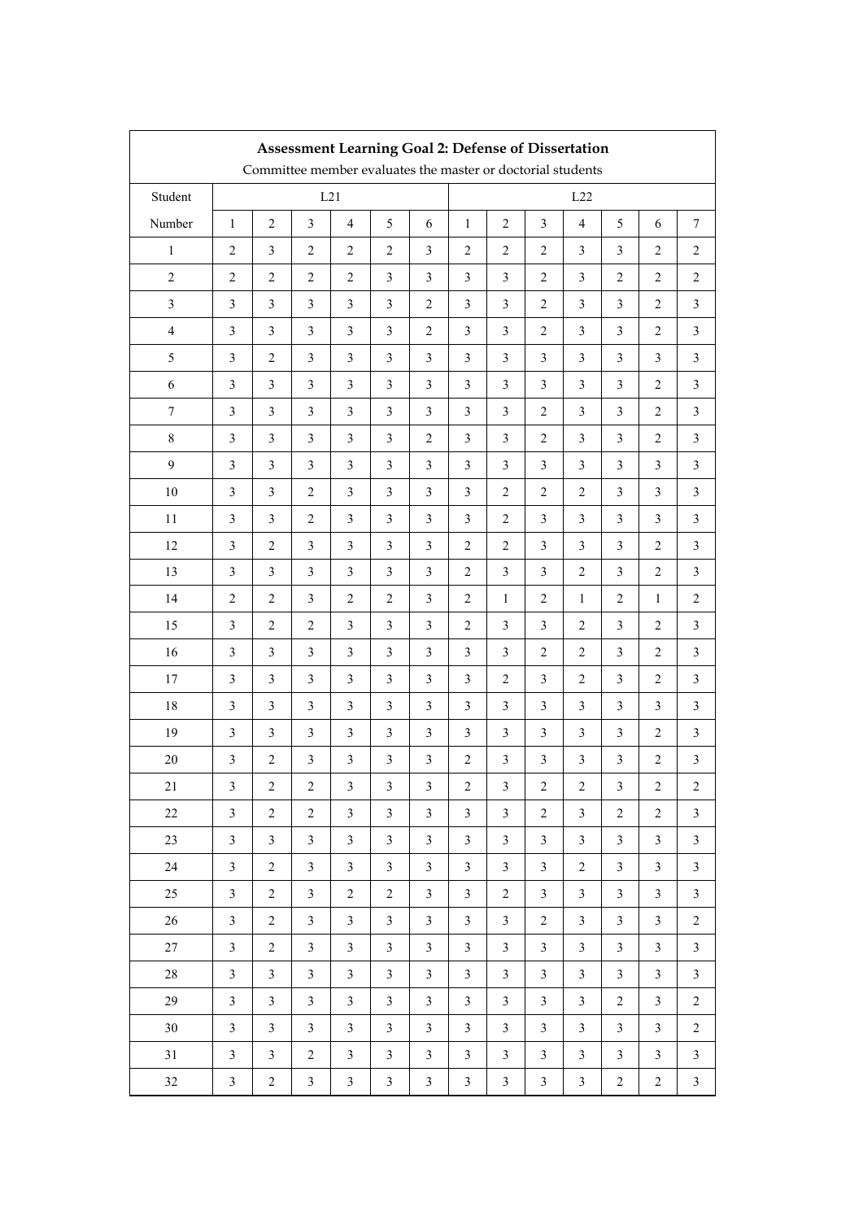| **Assessment Learning Goal 2: Defense of Dissertation**<br>Committee member evaluates the master or doctorial students | | | | | | | | | | | | | |
|---|---|---|---|---|---|---|---|---|---|---|---|---|---|
| Student | L21 | | | | | | L22 | | | | | | |
| Number | 1 | 2 | 3 | 4 | 5 | 6 | 1 | 2 | 3 | 4 | 5 | 6 | 7 |
| 1 | 2 | 3 | 2 | 2 | 2 | 3 | 2 | 2 | 2 | 3 | 3 | 2 | 2 |
| 2 | 2 | 2 | 2 | 2 | 3 | 3 | 3 | 3 | 2 | 3 | 2 | 2 | 2 |
| 3 | 3 | 3 | 3 | 3 | 3 | 2 | 3 | 3 | 2 | 3 | 3 | 2 | 3 |
| 4 | 3 | 3 | 3 | 3 | 3 | 2 | 3 | 3 | 2 | 3 | 3 | 2 | 3 |
| 5 | 3 | 2 | 3 | 3 | 3 | 3 | 3 | 3 | 3 | 3 | 3 | 3 | 3 |
| 6 | 3 | 3 | 3 | 3 | 3 | 3 | 3 | 3 | 3 | 3 | 3 | 2 | 3 |
| 7 | 3 | 3 | 3 | 3 | 3 | 3 | 3 | 3 | 2 | 3 | 3 | 2 | 3 |
| 8 | 3 | 3 | 3 | 3 | 3 | 2 | 3 | 3 | 2 | 3 | 3 | 2 | 3 |
| 9 | 3 | 3 | 3 | 3 | 3 | 3 | 3 | 3 | 3 | 3 | 3 | 3 | 3 |
| 10 | 3 | 3 | 2 | 3 | 3 | 3 | 3 | 2 | 2 | 2 | 3 | 3 | 3 |
| 11 | 3 | 3 | 2 | 3 | 3 | 3 | 3 | 2 | 3 | 3 | 3 | 3 | 3 |
| 12 | 3 | 2 | 3 | 3 | 3 | 3 | 2 | 2 | 3 | 3 | 3 | 2 | 3 |
| 13 | 3 | 3 | 3 | 3 | 3 | 3 | 2 | 3 | 3 | 2 | 3 | 2 | 3 |
| 14 | 2 | 2 | 3 | 2 | 2 | 3 | 2 | 1 | 2 | 1 | 2 | 1 | 2 |
| 15 | 3 | 2 | 2 | 3 | 3 | 3 | 2 | 3 | 3 | 2 | 3 | 2 | 3 |
| 16 | 3 | 3 | 3 | 3 | 3 | 3 | 3 | 3 | 2 | 2 | 3 | 2 | 3 |
| 17 | 3 | 3 | 3 | 3 | 3 | 3 | 3 | 2 | 3 | 2 | 3 | 2 | 3 |
| 18 | 3 | 3 | 3 | 3 | 3 | 3 | 3 | 3 | 3 | 3 | 3 | 3 | 3 |
| 19 | 3 | 3 | 3 | 3 | 3 | 3 | 3 | 3 | 3 | 3 | 3 | 2 | 3 |
| 20 | 3 | 2 | 3 | 3 | 3 | 3 | 2 | 3 | 3 | 3 | 3 | 2 | 3 |
| 21 | 3 | 2 | 2 | 3 | 3 | 3 | 2 | 3 | 2 | 2 | 3 | 2 | 2 |
| 22 | 3 | 2 | 2 | 3 | 3 | 3 | 3 | 3 | 2 | 3 | 2 | 2 | 3 |
| 23 | 3 | 3 | 3 | 3 | 3 | 3 | 3 | 3 | 3 | 3 | 3 | 3 | 3 |
| 24 | 3 | 2 | 3 | 3 | 3 | 3 | 3 | 3 | 3 | 2 | 3 | 3 | 3 |
| 25 | 3 | 2 | 3 | 2 | 2 | 3 | 3 | 2 | 3 | 3 | 3 | 3 | 3 |
| 26 | 3 | 2 | 3 | 3 | 3 | 3 | 3 | 3 | 2 | 3 | 3 | 3 | 2 |
| 27 | 3 | 2 | 3 | 3 | 3 | 3 | 3 | 3 | 3 | 3 | 3 | 3 | 3 |
| 28 | 3 | 3 | 3 | 3 | 3 | 3 | 3 | 3 | 3 | 3 | 3 | 3 | 3 |
| 29 | 3 | 3 | 3 | 3 | 3 | 3 | 3 | 3 | 3 | 3 | 2 | 3 | 2 |
| 30 | 3 | 3 | 3 | 3 | 3 | 3 | 3 | 3 | 3 | 3 | 3 | 3 | 2 |
| 31 | 3 | 3 | 2 | 3 | 3 | 3 | 3 | 3 | 3 | 3 | 3 | 3 | 3 |
| 32 | 3 | 2 | 3 | 3 | 3 | 3 | 3 | 3 | 3 | 3 | 2 | 2 | 3 |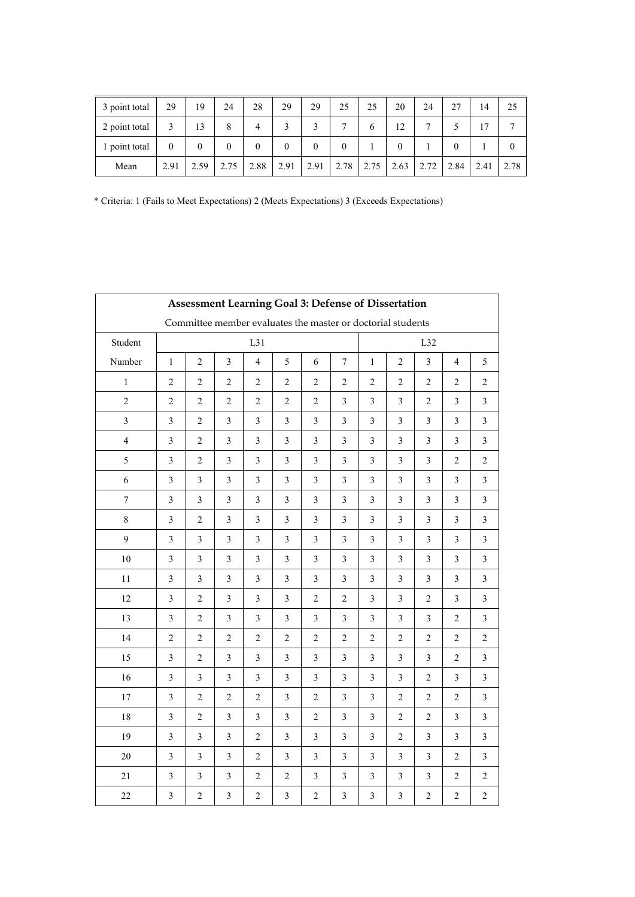| | | | | | | | | | | | | | |
|---|---|---|---|---|---|---|---|---|---|---|---|---|---|
| 3 point total | 29 | 19 | 24 | 28 | 29 | 29 | 25 | 25 | 20 | 24 | 27 | 14 | 25 |
| 2 point total | 3 | 13 | 8 | 4 | 3 | 3 | 7 | 6 | 12 | 7 | 5 | 17 | 7 |
| 1 point total | 0 | 0 | 0 | 0 | 0 | 0 | 0 | 1 | 0 | 1 | 0 | 1 | 0 |
| Mean | 2.91 | 2.59 | 2.75 | 2.88 | 2.91 | 2.91 | 2.78 | 2.75 | 2.63 | 2.72 | 2.84 | 2.41 | 2.78 |

* Criteria: 1 (Fails to Meet Expectations) 2 (Meets Expectations) 3 (Exceeds Expectations)

| **Assessment Learning Goal 3: Defense of Dissertation**<br>Committee member evaluates the master or doctorial students | | | | | | | | | | | | |
|---|---|---|---|---|---|---|---|---|---|---|---|---|
| Student | L31 | | | | | | | L32 | | | | |
| Number | 1 | 2 | 3 | 4 | 5 | 6 | 7 | 1 | 2 | 3 | 4 | 5 |
| 1 | 2 | 2 | 2 | 2 | 2 | 2 | 2 | 2 | 2 | 2 | 2 | 2 |
| 2 | 2 | 2 | 2 | 2 | 2 | 2 | 3 | 3 | 3 | 2 | 3 | 3 |
| 3 | 3 | 2 | 3 | 3 | 3 | 3 | 3 | 3 | 3 | 3 | 3 | 3 |
| 4 | 3 | 2 | 3 | 3 | 3 | 3 | 3 | 3 | 3 | 3 | 3 | 3 |
| 5 | 3 | 2 | 3 | 3 | 3 | 3 | 3 | 3 | 3 | 3 | 2 | 2 |
| 6 | 3 | 3 | 3 | 3 | 3 | 3 | 3 | 3 | 3 | 3 | 3 | 3 |
| 7 | 3 | 3 | 3 | 3 | 3 | 3 | 3 | 3 | 3 | 3 | 3 | 3 |
| 8 | 3 | 2 | 3 | 3 | 3 | 3 | 3 | 3 | 3 | 3 | 3 | 3 |
| 9 | 3 | 3 | 3 | 3 | 3 | 3 | 3 | 3 | 3 | 3 | 3 | 3 |
| 10 | 3 | 3 | 3 | 3 | 3 | 3 | 3 | 3 | 3 | 3 | 3 | 3 |
| 11 | 3 | 3 | 3 | 3 | 3 | 3 | 3 | 3 | 3 | 3 | 3 | 3 |
| 12 | 3 | 2 | 3 | 3 | 3 | 2 | 2 | 3 | 3 | 2 | 3 | 3 |
| 13 | 3 | 2 | 3 | 3 | 3 | 3 | 3 | 3 | 3 | 3 | 2 | 3 |
| 14 | 2 | 2 | 2 | 2 | 2 | 2 | 2 | 2 | 2 | 2 | 2 | 2 |
| 15 | 3 | 2 | 3 | 3 | 3 | 3 | 3 | 3 | 3 | 3 | 2 | 3 |
| 16 | 3 | 3 | 3 | 3 | 3 | 3 | 3 | 3 | 3 | 2 | 3 | 3 |
| 17 | 3 | 2 | 2 | 2 | 3 | 2 | 3 | 3 | 2 | 2 | 2 | 3 |
| 18 | 3 | 2 | 3 | 3 | 3 | 2 | 3 | 3 | 2 | 2 | 3 | 3 |
| 19 | 3 | 3 | 3 | 2 | 3 | 3 | 3 | 3 | 2 | 3 | 3 | 3 |
| 20 | 3 | 3 | 3 | 2 | 3 | 3 | 3 | 3 | 3 | 3 | 2 | 3 |
| 21 | 3 | 3 | 3 | 2 | 2 | 3 | 3 | 3 | 3 | 3 | 2 | 2 |
| 22 | 3 | 2 | 3 | 2 | 3 | 2 | 3 | 3 | 3 | 2 | 2 | 2 |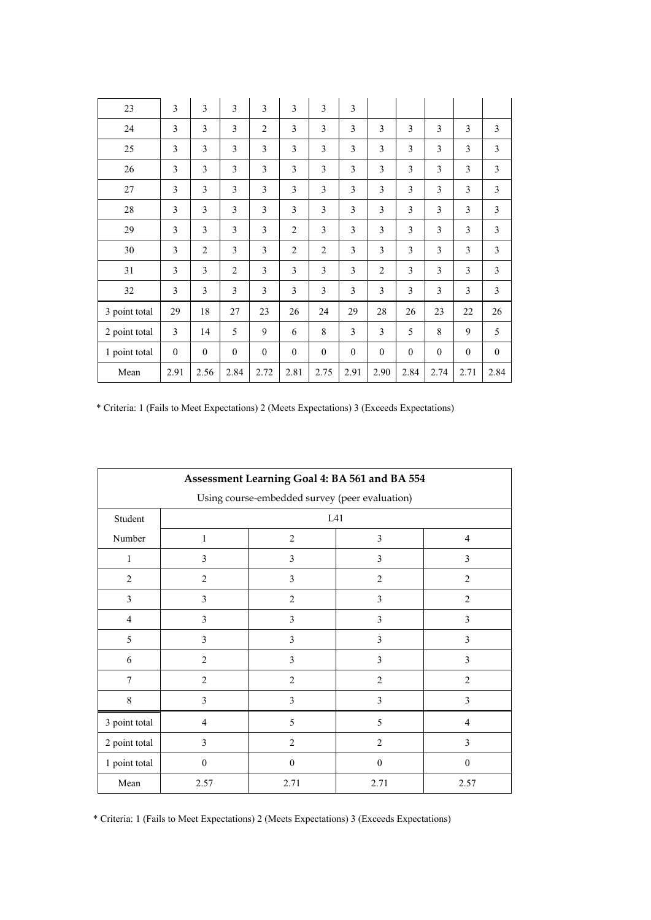| 23 | 3 | 3 | 3 | 3 | 3 | 3 | 3 | | | | | |
|---|---|---|---|---|---|---|---|---|---|---|---|---|
| 24 | 3 | 3 | 3 | 2 | 3 | 3 | 3 | 3 | 3 | 3 | 3 | 3 |
| 25 | 3 | 3 | 3 | 3 | 3 | 3 | 3 | 3 | 3 | 3 | 3 | 3 |
| 26 | 3 | 3 | 3 | 3 | 3 | 3 | 3 | 3 | 3 | 3 | 3 | 3 |
| 27 | 3 | 3 | 3 | 3 | 3 | 3 | 3 | 3 | 3 | 3 | 3 | 3 |
| 28 | 3 | 3 | 3 | 3 | 3 | 3 | 3 | 3 | 3 | 3 | 3 | 3 |
| 29 | 3 | 3 | 3 | 3 | 2 | 3 | 3 | 3 | 3 | 3 | 3 | 3 |
| 30 | 3 | 2 | 3 | 3 | 2 | 2 | 3 | 3 | 3 | 3 | 3 | 3 |
| 31 | 3 | 3 | 2 | 3 | 3 | 3 | 3 | 2 | 3 | 3 | 3 | 3 |
| 32 | 3 | 3 | 3 | 3 | 3 | 3 | 3 | 3 | 3 | 3 | 3 | 3 |
| 3 point total | 29 | 18 | 27 | 23 | 26 | 24 | 29 | 28 | 26 | 23 | 22 | 26 |
| 2 point total | 3 | 14 | 5 | 9 | 6 | 8 | 3 | 3 | 5 | 8 | 9 | 5 |
| 1 point total | 0 | 0 | 0 | 0 | 0 | 0 | 0 | 0 | 0 | 0 | 0 | 0 |
| Mean | 2.91 | 2.56 | 2.84 | 2.72 | 2.81 | 2.75 | 2.91 | 2.90 | 2.84 | 2.74 | 2.71 | 2.84 |

* Criteria: 1 (Fails to Meet Expectations) 2 (Meets Expectations) 3 (Exceeds Expectations)

| Assessment Learning Goal 4: BA 561 and BA 554<br>Using course-embedded survey (peer evaluation) | | | | |
|---|---|---|---|---|
| Student | L41 | | | |
| Number | 1 | 2 | 3 | 4 |
| 1 | 3 | 3 | 3 | 3 |
| 2 | 2 | 3 | 2 | 2 |
| 3 | 3 | 2 | 3 | 2 |
| 4 | 3 | 3 | 3 | 3 |
| 5 | 3 | 3 | 3 | 3 |
| 6 | 2 | 3 | 3 | 3 |
| 7 | 2 | 2 | 2 | 2 |
| 8 | 3 | 3 | 3 | 3 |
| 3 point total | 4 | 5 | 5 | 4 |
| 2 point total | 3 | 2 | 2 | 3 |
| 1 point total | 0 | 0 | 0 | 0 |
| Mean | 2.57 | 2.71 | 2.71 | 2.57 |

* Criteria: 1 (Fails to Meet Expectations) 2 (Meets Expectations) 3 (Exceeds Expectations)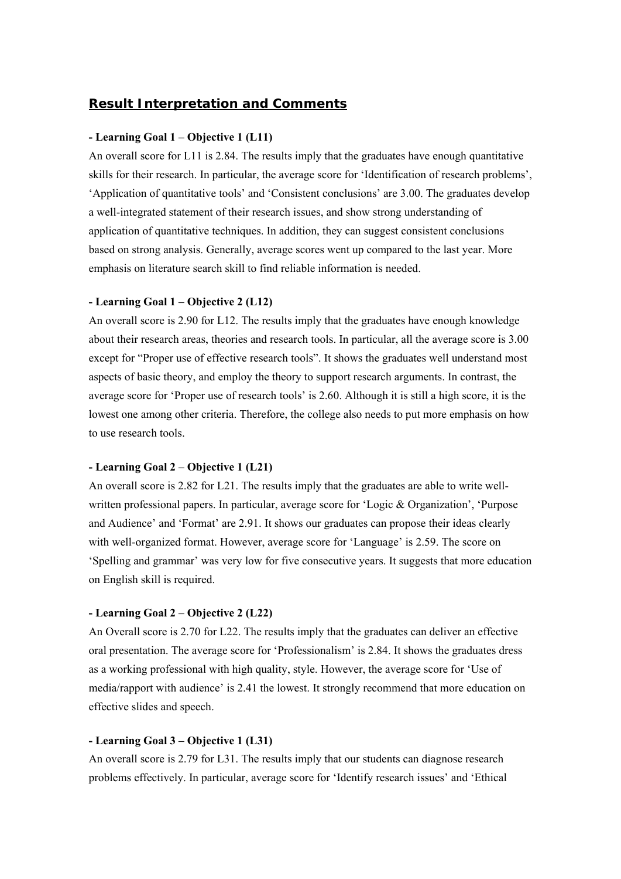## Result Interpretation and Comments

**- Learning Goal 1 – Objective 1 (L11)**

An overall score for L11 is 2.84. The results imply that the graduates have enough quantitative skills for their research. In particular, the average score for 'Identification of research problems', 'Application of quantitative tools' and 'Consistent conclusions' are 3.00. The graduates develop a well-integrated statement of their research issues, and show strong understanding of application of quantitative techniques. In addition, they can suggest consistent conclusions based on strong analysis. Generally, average scores went up compared to the last year. More emphasis on literature search skill to find reliable information is needed.

**- Learning Goal 1 – Objective 2 (L12)**

An overall score is 2.90 for L12. The results imply that the graduates have enough knowledge about their research areas, theories and research tools. In particular, all the average score is 3.00 except for "Proper use of effective research tools". It shows the graduates well understand most aspects of basic theory, and employ the theory to support research arguments. In contrast, the average score for 'Proper use of research tools' is 2.60. Although it is still a high score, it is the lowest one among other criteria. Therefore, the college also needs to put more emphasis on how to use research tools.

**- Learning Goal 2 – Objective 1 (L21)**

An overall score is 2.82 for L21. The results imply that the graduates are able to write well-written professional papers. In particular, average score for 'Logic & Organization', 'Purpose and Audience' and 'Format' are 2.91. It shows our graduates can propose their ideas clearly with well-organized format. However, average score for 'Language' is 2.59. The score on 'Spelling and grammar' was very low for five consecutive years. It suggests that more education on English skill is required.

**- Learning Goal 2 – Objective 2 (L22)**

An Overall score is 2.70 for L22. The results imply that the graduates can deliver an effective oral presentation. The average score for 'Professionalism' is 2.84. It shows the graduates dress as a working professional with high quality, style. However, the average score for 'Use of media/rapport with audience' is 2.41 the lowest. It strongly recommend that more education on effective slides and speech.

**- Learning Goal 3 – Objective 1 (L31)**

An overall score is 2.79 for L31. The results imply that our students can diagnose research problems effectively. In particular, average score for 'Identify research issues' and 'Ethical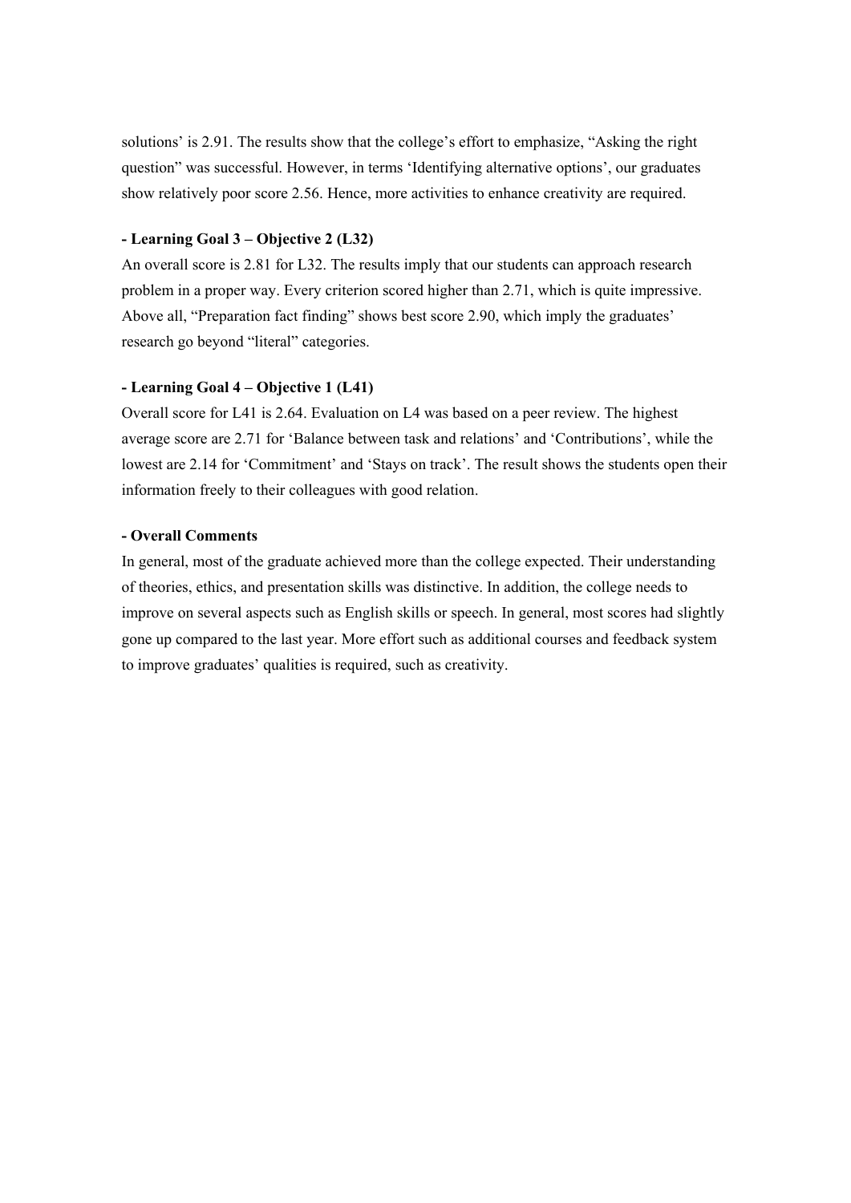solutions' is 2.91. The results show that the college's effort to emphasize, "Asking the right question" was successful. However, in terms 'Identifying alternative options', our graduates show relatively poor score 2.56. Hence, more activities to enhance creativity are required.

**- Learning Goal 3 – Objective 2 (L32)**

An overall score is 2.81 for L32. The results imply that our students can approach research problem in a proper way. Every criterion scored higher than 2.71, which is quite impressive. Above all, "Preparation fact finding" shows best score 2.90, which imply the graduates' research go beyond "literal" categories.

**- Learning Goal 4 – Objective 1 (L41)**

Overall score for L41 is 2.64. Evaluation on L4 was based on a peer review. The highest average score are 2.71 for 'Balance between task and relations' and 'Contributions', while the lowest are 2.14 for 'Commitment' and 'Stays on track'. The result shows the students open their information freely to their colleagues with good relation.

**- Overall Comments**

In general, most of the graduate achieved more than the college expected. Their understanding of theories, ethics, and presentation skills was distinctive. In addition, the college needs to improve on several aspects such as English skills or speech. In general, most scores had slightly gone up compared to the last year. More effort such as additional courses and feedback system to improve graduates' qualities is required, such as creativity.